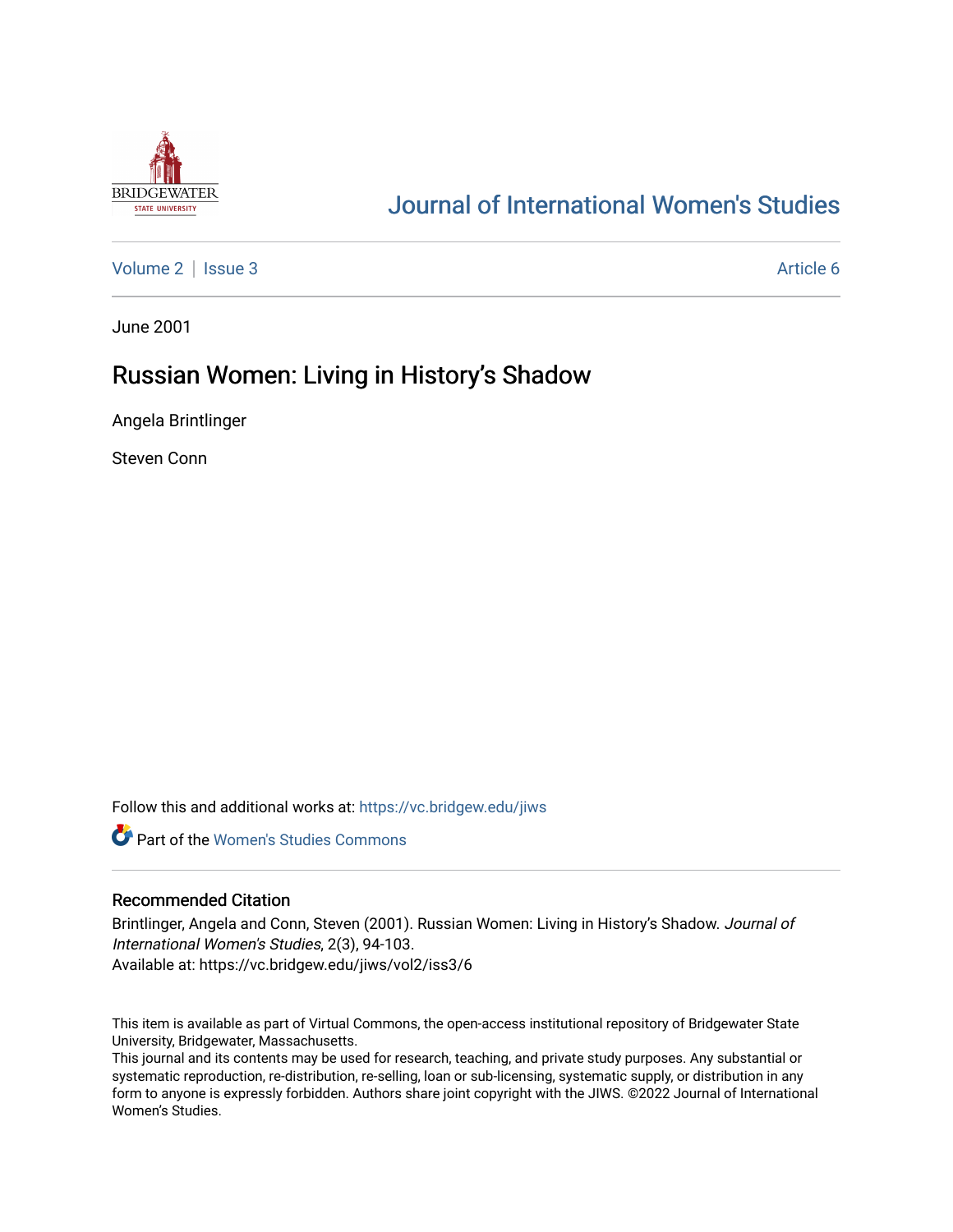# Journal of International Women's Studies

Volume 2 | Issue 3 Article 6

June 2001

## Russian Women: Living in History's Shadow

Angela Brintlinger

Steven Conn

Follow this and additional works at: https://vc.bridgew.edu/jiws

Part of the Women's Studies Commons

### Recommended Citation

Brintlinger, Angela and Conn, Steven (2001). Russian Women: Living in History's Shadow. *Journal of International Women's Studies*, 2(3), 94-103.
Available at: https://vc.bridgew.edu/jiws/vol2/iss3/6

This item is available as part of Virtual Commons, the open-access institutional repository of Bridgewater State University, Bridgewater, Massachusetts.
This journal and its contents may be used for research, teaching, and private study purposes. Any substantial or systematic reproduction, re-distribution, re-selling, loan or sub-licensing, systematic supply, or distribution in any form to anyone is expressly forbidden. Authors share joint copyright with the JIWS. ©2022 Journal of International Women's Studies.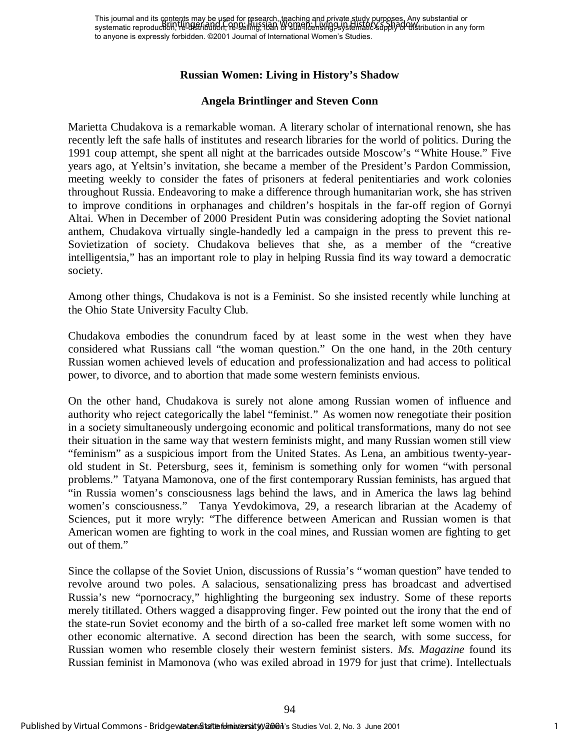# Russian Women: Living in History's Shadow

### Angela Brintlinger and Steven Conn

Marietta Chudakova is a remarkable woman. A literary scholar of international renown, she has recently left the safe halls of institutes and research libraries for the world of politics. During the 1991 coup attempt, she spent all night at the barricades outside Moscow's "White House." Five years ago, at Yeltsin's invitation, she became a member of the President's Pardon Commission, meeting weekly to consider the fates of prisoners at federal penitentiaries and work colonies throughout Russia. Endeavoring to make a difference through humanitarian work, she has striven to improve conditions in orphanages and children's hospitals in the far-off region of Gornyi Altai. When in December of 2000 President Putin was considering adopting the Soviet national anthem, Chudakova virtually single-handedly led a campaign in the press to prevent this re-Sovietization of society. Chudakova believes that she, as a member of the "creative intelligentsia," has an important role to play in helping Russia find its way toward a democratic society.

Among other things, Chudakova is not is a Feminist. So she insisted recently while lunching at the Ohio State University Faculty Club.

Chudakova embodies the conundrum faced by at least some in the west when they have considered what Russians call "the woman question." On the one hand, in the 20th century Russian women achieved levels of education and professionalization and had access to political power, to divorce, and to abortion that made some western feminists envious.

On the other hand, Chudakova is surely not alone among Russian women of influence and authority who reject categorically the label "feminist." As women now renegotiate their position in a society simultaneously undergoing economic and political transformations, many do not see their situation in the same way that western feminists might, and many Russian women still view "feminism" as a suspicious import from the United States. As Lena, an ambitious twenty-year-old student in St. Petersburg, sees it, feminism is something only for women "with personal problems." Tatyana Mamonova, one of the first contemporary Russian feminists, has argued that "in Russia women's consciousness lags behind the laws, and in America the laws lag behind women's consciousness." Tanya Yevdokimova, 29, a research librarian at the Academy of Sciences, put it more wryly: "The difference between American and Russian women is that American women are fighting to work in the coal mines, and Russian women are fighting to get out of them."

Since the collapse of the Soviet Union, discussions of Russia's "woman question" have tended to revolve around two poles. A salacious, sensationalizing press has broadcast and advertised Russia's new "pornocracy," highlighting the burgeoning sex industry. Some of these reports merely titillated. Others wagged a disapproving finger. Few pointed out the irony that the end of the state-run Soviet economy and the birth of a so-called free market left some women with no other economic alternative. A second direction has been the search, with some success, for Russian women who resemble closely their western feminist sisters. *Ms. Magazine* found its Russian feminist in Mamonova (who was exiled abroad in 1979 for just that crime). Intellectuals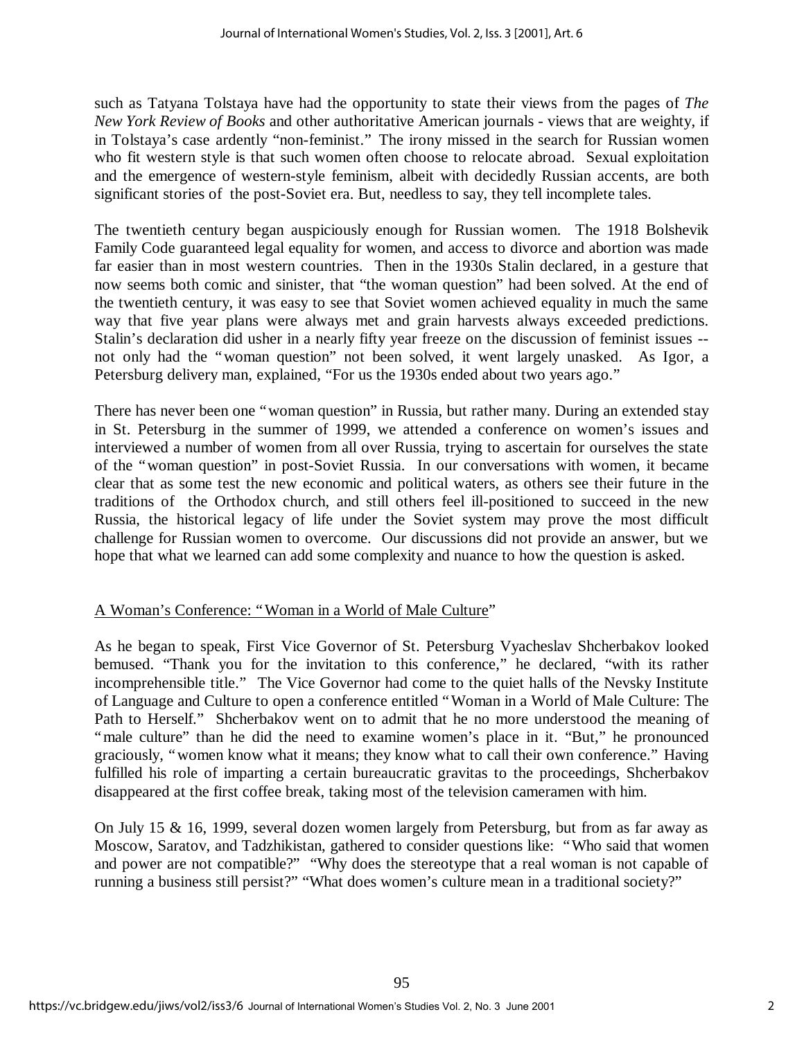such as Tatyana Tolstaya have had the opportunity to state their views from the pages of *The New York Review of Books* and other authoritative American journals - views that are weighty, if in Tolstaya's case ardently "non-feminist." The irony missed in the search for Russian women who fit western style is that such women often choose to relocate abroad. Sexual exploitation and the emergence of western-style feminism, albeit with decidedly Russian accents, are both significant stories of the post-Soviet era. But, needless to say, they tell incomplete tales.

The twentieth century began auspiciously enough for Russian women. The 1918 Bolshevik Family Code guaranteed legal equality for women, and access to divorce and abortion was made far easier than in most western countries. Then in the 1930s Stalin declared, in a gesture that now seems both comic and sinister, that "the woman question" had been solved. At the end of the twentieth century, it was easy to see that Soviet women achieved equality in much the same way that five year plans were always met and grain harvests always exceeded predictions. Stalin's declaration did usher in a nearly fifty year freeze on the discussion of feminist issues -- not only had the "woman question" not been solved, it went largely unasked. As Igor, a Petersburg delivery man, explained, "For us the 1930s ended about two years ago."

There has never been one "woman question" in Russia, but rather many. During an extended stay in St. Petersburg in the summer of 1999, we attended a conference on women's issues and interviewed a number of women from all over Russia, trying to ascertain for ourselves the state of the "woman question" in post-Soviet Russia. In our conversations with women, it became clear that as some test the new economic and political waters, as others see their future in the traditions of the Orthodox church, and still others feel ill-positioned to succeed in the new Russia, the historical legacy of life under the Soviet system may prove the most difficult challenge for Russian women to overcome. Our discussions did not provide an answer, but we hope that what we learned can add some complexity and nuance to how the question is asked.

## A Woman's Conference: "Woman in a World of Male Culture"

As he began to speak, First Vice Governor of St. Petersburg Vyacheslav Shcherbakov looked bemused. "Thank you for the invitation to this conference," he declared, "with its rather incomprehensible title." The Vice Governor had come to the quiet halls of the Nevsky Institute of Language and Culture to open a conference entitled "Woman in a World of Male Culture: The Path to Herself." Shcherbakov went on to admit that he no more understood the meaning of "male culture" than he did the need to examine women's place in it. "But," he pronounced graciously, "women know what it means; they know what to call their own conference." Having fulfilled his role of imparting a certain bureaucratic gravitas to the proceedings, Shcherbakov disappeared at the first coffee break, taking most of the television cameramen with him.

On July 15 & 16, 1999, several dozen women largely from Petersburg, but from as far away as Moscow, Saratov, and Tadzhikistan, gathered to consider questions like: "Who said that women and power are not compatible?" "Why does the stereotype that a real woman is not capable of running a business still persist?" "What does women's culture mean in a traditional society?"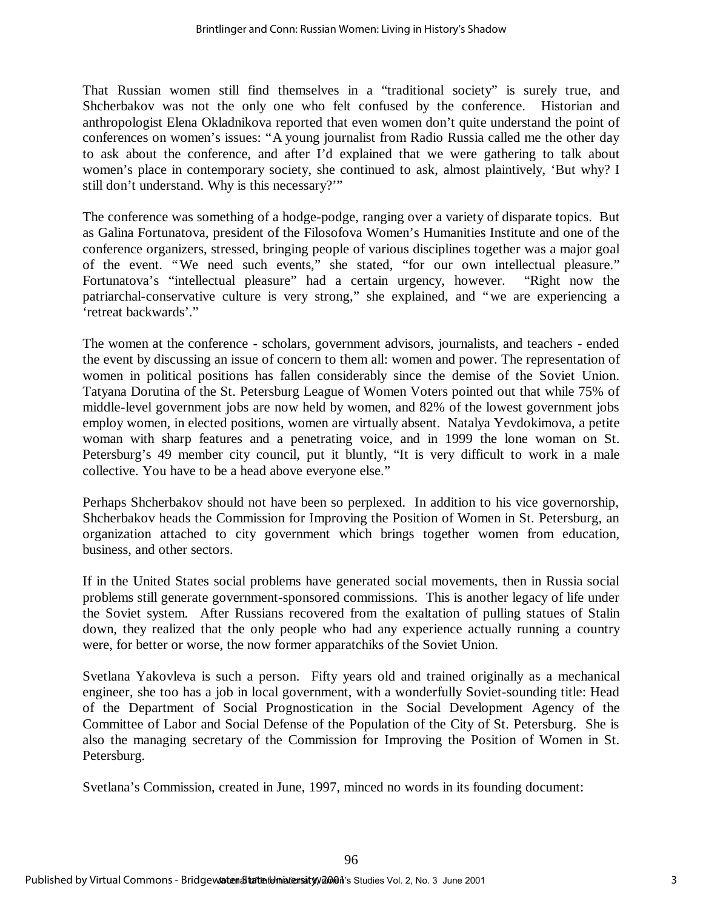That Russian women still find themselves in a "traditional society" is surely true, and Shcherbakov was not the only one who felt confused by the conference. Historian and anthropologist Elena Okladnikova reported that even women don't quite understand the point of conferences on women's issues: "A young journalist from Radio Russia called me the other day to ask about the conference, and after I'd explained that we were gathering to talk about women's place in contemporary society, she continued to ask, almost plaintively, 'But why? I still don't understand. Why is this necessary?'"

The conference was something of a hodge-podge, ranging over a variety of disparate topics. But as Galina Fortunatova, president of the Filosofova Women's Humanities Institute and one of the conference organizers, stressed, bringing people of various disciplines together was a major goal of the event. "We need such events," she stated, "for our own intellectual pleasure." Fortunatova's "intellectual pleasure" had a certain urgency, however. "Right now the patriarchal-conservative culture is very strong," she explained, and "we are experiencing a 'retreat backwards'."

The women at the conference - scholars, government advisors, journalists, and teachers - ended the event by discussing an issue of concern to them all: women and power. The representation of women in political positions has fallen considerably since the demise of the Soviet Union. Tatyana Dorutina of the St. Petersburg League of Women Voters pointed out that while 75% of middle-level government jobs are now held by women, and 82% of the lowest government jobs employ women, in elected positions, women are virtually absent. Natalya Yevdokimova, a petite woman with sharp features and a penetrating voice, and in 1999 the lone woman on St. Petersburg's 49 member city council, put it bluntly, "It is very difficult to work in a male collective. You have to be a head above everyone else."

Perhaps Shcherbakov should not have been so perplexed. In addition to his vice governorship, Shcherbakov heads the Commission for Improving the Position of Women in St. Petersburg, an organization attached to city government which brings together women from education, business, and other sectors.

If in the United States social problems have generated social movements, then in Russia social problems still generate government-sponsored commissions. This is another legacy of life under the Soviet system. After Russians recovered from the exaltation of pulling statues of Stalin down, they realized that the only people who had any experience actually running a country were, for better or worse, the now former apparatchiks of the Soviet Union.

Svetlana Yakovleva is such a person. Fifty years old and trained originally as a mechanical engineer, she too has a job in local government, with a wonderfully Soviet-sounding title: Head of the Department of Social Prognostication in the Social Development Agency of the Committee of Labor and Social Defense of the Population of the City of St. Petersburg. She is also the managing secretary of the Commission for Improving the Position of Women in St. Petersburg.

Svetlana's Commission, created in June, 1997, minced no words in its founding document: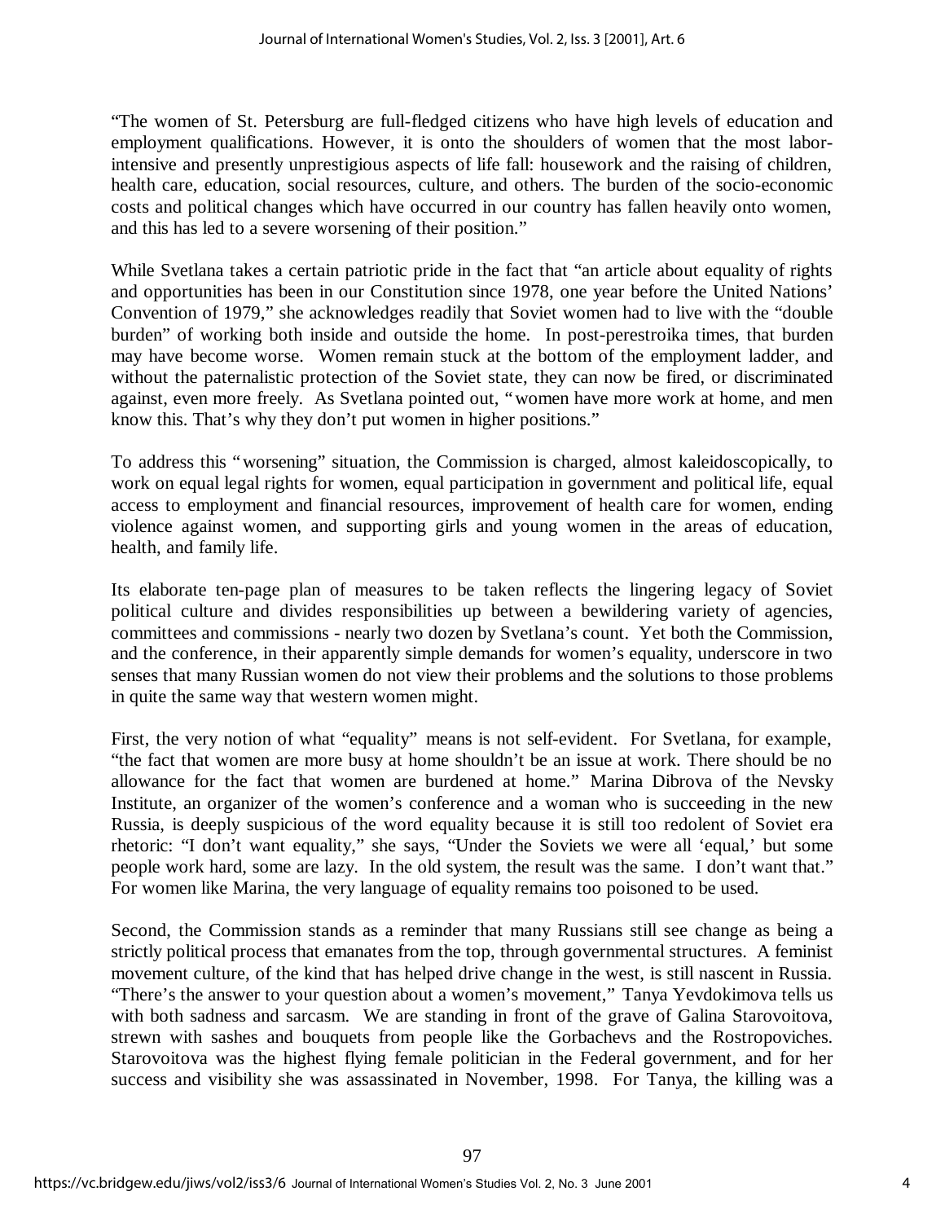"The women of St. Petersburg are full-fledged citizens who have high levels of education and employment qualifications. However, it is onto the shoulders of women that the most labor-intensive and presently unprestigious aspects of life fall: housework and the raising of children, health care, education, social resources, culture, and others. The burden of the socio-economic costs and political changes which have occurred in our country has fallen heavily onto women, and this has led to a severe worsening of their position."

While Svetlana takes a certain patriotic pride in the fact that "an article about equality of rights and opportunities has been in our Constitution since 1978, one year before the United Nations' Convention of 1979," she acknowledges readily that Soviet women had to live with the "double burden" of working both inside and outside the home. In post-perestroika times, that burden may have become worse. Women remain stuck at the bottom of the employment ladder, and without the paternalistic protection of the Soviet state, they can now be fired, or discriminated against, even more freely. As Svetlana pointed out, "women have more work at home, and men know this. That's why they don't put women in higher positions."

To address this "worsening" situation, the Commission is charged, almost kaleidoscopically, to work on equal legal rights for women, equal participation in government and political life, equal access to employment and financial resources, improvement of health care for women, ending violence against women, and supporting girls and young women in the areas of education, health, and family life.

Its elaborate ten-page plan of measures to be taken reflects the lingering legacy of Soviet political culture and divides responsibilities up between a bewildering variety of agencies, committees and commissions - nearly two dozen by Svetlana's count. Yet both the Commission, and the conference, in their apparently simple demands for women's equality, underscore in two senses that many Russian women do not view their problems and the solutions to those problems in quite the same way that western women might.

First, the very notion of what "equality" means is not self-evident. For Svetlana, for example, "the fact that women are more busy at home shouldn't be an issue at work. There should be no allowance for the fact that women are burdened at home." Marina Dibrova of the Nevsky Institute, an organizer of the women's conference and a woman who is succeeding in the new Russia, is deeply suspicious of the word equality because it is still too redolent of Soviet era rhetoric: "I don't want equality," she says, "Under the Soviets we were all 'equal,' but some people work hard, some are lazy. In the old system, the result was the same. I don't want that." For women like Marina, the very language of equality remains too poisoned to be used.

Second, the Commission stands as a reminder that many Russians still see change as being a strictly political process that emanates from the top, through governmental structures. A feminist movement culture, of the kind that has helped drive change in the west, is still nascent in Russia. "There's the answer to your question about a women's movement," Tanya Yevdokimova tells us with both sadness and sarcasm. We are standing in front of the grave of Galina Starovoitova, strewn with sashes and bouquets from people like the Gorbachevs and the Rostropoviches. Starovoitova was the highest flying female politician in the Federal government, and for her success and visibility she was assassinated in November, 1998. For Tanya, the killing was a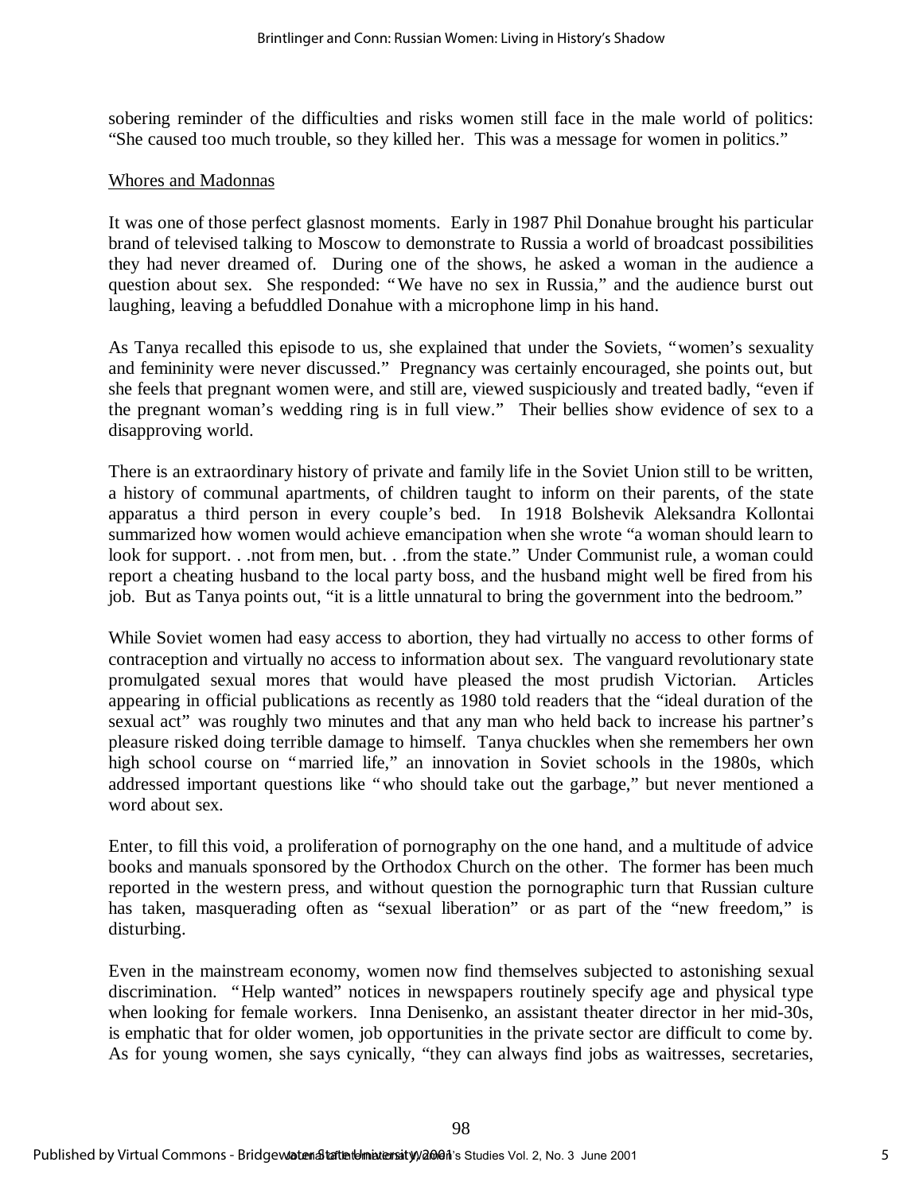sobering reminder of the difficulties and risks women still face in the male world of politics: "She caused too much trouble, so they killed her. This was a message for women in politics."

## Whores and Madonnas

It was one of those perfect glasnost moments. Early in 1987 Phil Donahue brought his particular brand of televised talking to Moscow to demonstrate to Russia a world of broadcast possibilities they had never dreamed of. During one of the shows, he asked a woman in the audience a question about sex. She responded: "We have no sex in Russia," and the audience burst out laughing, leaving a befuddled Donahue with a microphone limp in his hand.

As Tanya recalled this episode to us, she explained that under the Soviets, "women's sexuality and femininity were never discussed." Pregnancy was certainly encouraged, she points out, but she feels that pregnant women were, and still are, viewed suspiciously and treated badly, "even if the pregnant woman's wedding ring is in full view." Their bellies show evidence of sex to a disapproving world.

There is an extraordinary history of private and family life in the Soviet Union still to be written, a history of communal apartments, of children taught to inform on their parents, of the state apparatus a third person in every couple's bed. In 1918 Bolshevik Aleksandra Kollontai summarized how women would achieve emancipation when she wrote "a woman should learn to look for support. . .not from men, but. . .from the state." Under Communist rule, a woman could report a cheating husband to the local party boss, and the husband might well be fired from his job. But as Tanya points out, "it is a little unnatural to bring the government into the bedroom."

While Soviet women had easy access to abortion, they had virtually no access to other forms of contraception and virtually no access to information about sex. The vanguard revolutionary state promulgated sexual mores that would have pleased the most prudish Victorian. Articles appearing in official publications as recently as 1980 told readers that the "ideal duration of the sexual act" was roughly two minutes and that any man who held back to increase his partner's pleasure risked doing terrible damage to himself. Tanya chuckles when she remembers her own high school course on "married life," an innovation in Soviet schools in the 1980s, which addressed important questions like "who should take out the garbage," but never mentioned a word about sex.

Enter, to fill this void, a proliferation of pornography on the one hand, and a multitude of advice books and manuals sponsored by the Orthodox Church on the other. The former has been much reported in the western press, and without question the pornographic turn that Russian culture has taken, masquerading often as "sexual liberation" or as part of the "new freedom," is disturbing.

Even in the mainstream economy, women now find themselves subjected to astonishing sexual discrimination. "Help wanted" notices in newspapers routinely specify age and physical type when looking for female workers. Inna Denisenko, an assistant theater director in her mid-30s, is emphatic that for older women, job opportunities in the private sector are difficult to come by. As for young women, she says cynically, "they can always find jobs as waitresses, secretaries,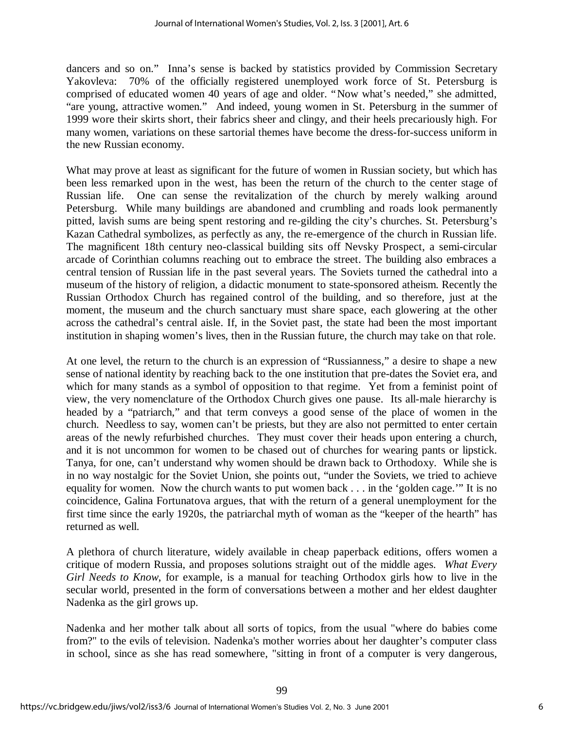dancers and so on." Inna's sense is backed by statistics provided by Commission Secretary Yakovleva: 70% of the officially registered unemployed work force of St. Petersburg is comprised of educated women 40 years of age and older. "Now what's needed," she admitted, "are young, attractive women." And indeed, young women in St. Petersburg in the summer of 1999 wore their skirts short, their fabrics sheer and clingy, and their heels precariously high. For many women, variations on these sartorial themes have become the dress-for-success uniform in the new Russian economy.

What may prove at least as significant for the future of women in Russian society, but which has been less remarked upon in the west, has been the return of the church to the center stage of Russian life. One can sense the revitalization of the church by merely walking around Petersburg. While many buildings are abandoned and crumbling and roads look permanently pitted, lavish sums are being spent restoring and re-gilding the city's churches. St. Petersburg's Kazan Cathedral symbolizes, as perfectly as any, the re-emergence of the church in Russian life. The magnificent 18th century neo-classical building sits off Nevsky Prospect, a semi-circular arcade of Corinthian columns reaching out to embrace the street. The building also embraces a central tension of Russian life in the past several years. The Soviets turned the cathedral into a museum of the history of religion, a didactic monument to state-sponsored atheism. Recently the Russian Orthodox Church has regained control of the building, and so therefore, just at the moment, the museum and the church sanctuary must share space, each glowering at the other across the cathedral's central aisle. If, in the Soviet past, the state had been the most important institution in shaping women's lives, then in the Russian future, the church may take on that role.

At one level, the return to the church is an expression of "Russianness," a desire to shape a new sense of national identity by reaching back to the one institution that pre-dates the Soviet era, and which for many stands as a symbol of opposition to that regime. Yet from a feminist point of view, the very nomenclature of the Orthodox Church gives one pause. Its all-male hierarchy is headed by a "patriarch," and that term conveys a good sense of the place of women in the church. Needless to say, women can't be priests, but they are also not permitted to enter certain areas of the newly refurbished churches. They must cover their heads upon entering a church, and it is not uncommon for women to be chased out of churches for wearing pants or lipstick. Tanya, for one, can't understand why women should be drawn back to Orthodoxy. While she is in no way nostalgic for the Soviet Union, she points out, "under the Soviets, we tried to achieve equality for women. Now the church wants to put women back . . . in the 'golden cage.'" It is no coincidence, Galina Fortunatova argues, that with the return of a general unemployment for the first time since the early 1920s, the patriarchal myth of woman as the "keeper of the hearth" has returned as well.

A plethora of church literature, widely available in cheap paperback editions, offers women a critique of modern Russia, and proposes solutions straight out of the middle ages. *What Every Girl Needs to Know*, for example, is a manual for teaching Orthodox girls how to live in the secular world, presented in the form of conversations between a mother and her eldest daughter Nadenka as the girl grows up.

Nadenka and her mother talk about all sorts of topics, from the usual "where do babies come from?" to the evils of television. Nadenka's mother worries about her daughter's computer class in school, since as she has read somewhere, "sitting in front of a computer is very dangerous,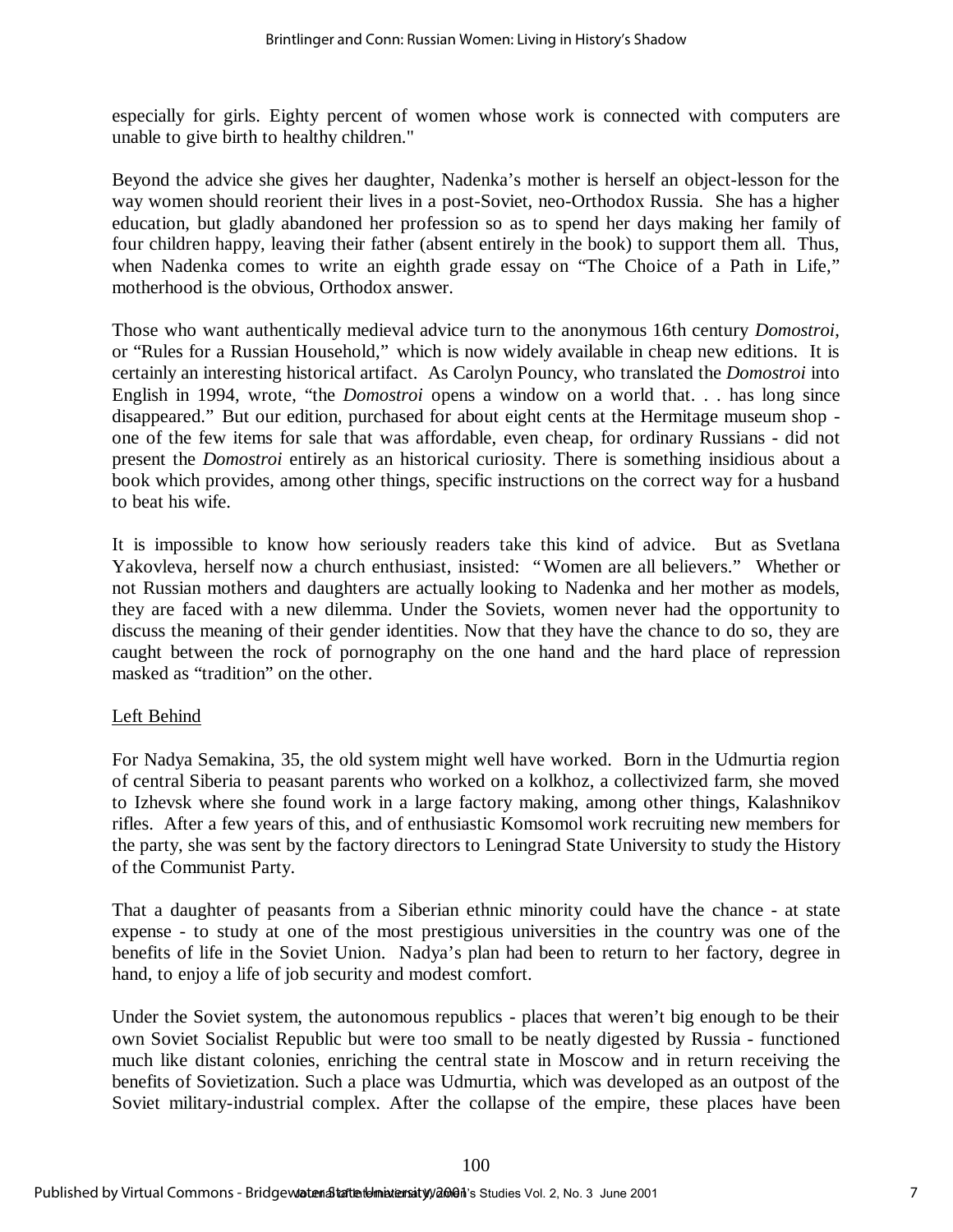especially for girls. Eighty percent of women whose work is connected with computers are unable to give birth to healthy children."

Beyond the advice she gives her daughter, Nadenka's mother is herself an object-lesson for the way women should reorient their lives in a post-Soviet, neo-Orthodox Russia. She has a higher education, but gladly abandoned her profession so as to spend her days making her family of four children happy, leaving their father (absent entirely in the book) to support them all. Thus, when Nadenka comes to write an eighth grade essay on "The Choice of a Path in Life," motherhood is the obvious, Orthodox answer.

Those who want authentically medieval advice turn to the anonymous 16th century *Domostroi*, or "Rules for a Russian Household," which is now widely available in cheap new editions. It is certainly an interesting historical artifact. As Carolyn Pouncy, who translated the *Domostroi* into English in 1994, wrote, "the *Domostroi* opens a window on a world that. . . has long since disappeared." But our edition, purchased for about eight cents at the Hermitage museum shop - one of the few items for sale that was affordable, even cheap, for ordinary Russians - did not present the *Domostroi* entirely as an historical curiosity. There is something insidious about a book which provides, among other things, specific instructions on the correct way for a husband to beat his wife.

It is impossible to know how seriously readers take this kind of advice. But as Svetlana Yakovleva, herself now a church enthusiast, insisted: "Women are all believers." Whether or not Russian mothers and daughters are actually looking to Nadenka and her mother as models, they are faced with a new dilemma. Under the Soviets, women never had the opportunity to discuss the meaning of their gender identities. Now that they have the chance to do so, they are caught between the rock of pornography on the one hand and the hard place of repression masked as "tradition" on the other.

## Left Behind

For Nadya Semakina, 35, the old system might well have worked. Born in the Udmurtia region of central Siberia to peasant parents who worked on a kolkhoz, a collectivized farm, she moved to Izhevsk where she found work in a large factory making, among other things, Kalashnikov rifles. After a few years of this, and of enthusiastic Komsomol work recruiting new members for the party, she was sent by the factory directors to Leningrad State University to study the History of the Communist Party.

That a daughter of peasants from a Siberian ethnic minority could have the chance - at state expense - to study at one of the most prestigious universities in the country was one of the benefits of life in the Soviet Union. Nadya's plan had been to return to her factory, degree in hand, to enjoy a life of job security and modest comfort.

Under the Soviet system, the autonomous republics - places that weren't big enough to be their own Soviet Socialist Republic but were too small to be neatly digested by Russia - functioned much like distant colonies, enriching the central state in Moscow and in return receiving the benefits of Sovietization. Such a place was Udmurtia, which was developed as an outpost of the Soviet military-industrial complex. After the collapse of the empire, these places have been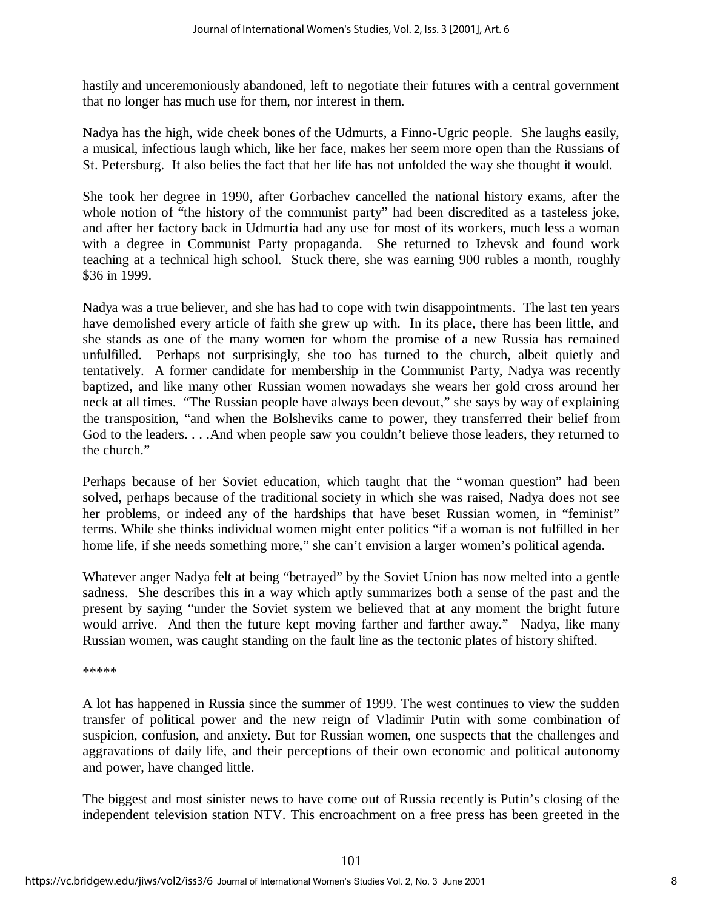hastily and unceremoniously abandoned, left to negotiate their futures with a central government that no longer has much use for them, nor interest in them.

Nadya has the high, wide cheek bones of the Udmurts, a Finno-Ugric people. She laughs easily, a musical, infectious laugh which, like her face, makes her seem more open than the Russians of St. Petersburg. It also belies the fact that her life has not unfolded the way she thought it would.

She took her degree in 1990, after Gorbachev cancelled the national history exams, after the whole notion of "the history of the communist party" had been discredited as a tasteless joke, and after her factory back in Udmurtia had any use for most of its workers, much less a woman with a degree in Communist Party propaganda. She returned to Izhevsk and found work teaching at a technical high school. Stuck there, she was earning 900 rubles a month, roughly $36 in 1999.

Nadya was a true believer, and she has had to cope with twin disappointments. The last ten years have demolished every article of faith she grew up with. In its place, there has been little, and she stands as one of the many women for whom the promise of a new Russia has remained unfulfilled. Perhaps not surprisingly, she too has turned to the church, albeit quietly and tentatively. A former candidate for membership in the Communist Party, Nadya was recently baptized, and like many other Russian women nowadays she wears her gold cross around her neck at all times. "The Russian people have always been devout," she says by way of explaining the transposition, "and when the Bolsheviks came to power, they transferred their belief from God to the leaders. . . .And when people saw you couldn't believe those leaders, they returned to the church."

Perhaps because of her Soviet education, which taught that the "woman question" had been solved, perhaps because of the traditional society in which she was raised, Nadya does not see her problems, or indeed any of the hardships that have beset Russian women, in "feminist" terms. While she thinks individual women might enter politics "if a woman is not fulfilled in her home life, if she needs something more," she can't envision a larger women's political agenda.

Whatever anger Nadya felt at being "betrayed" by the Soviet Union has now melted into a gentle sadness. She describes this in a way which aptly summarizes both a sense of the past and the present by saying "under the Soviet system we believed that at any moment the bright future would arrive. And then the future kept moving farther and farther away." Nadya, like many Russian women, was caught standing on the fault line as the tectonic plates of history shifted.

*****

A lot has happened in Russia since the summer of 1999. The west continues to view the sudden transfer of political power and the new reign of Vladimir Putin with some combination of suspicion, confusion, and anxiety. But for Russian women, one suspects that the challenges and aggravations of daily life, and their perceptions of their own economic and political autonomy and power, have changed little.

The biggest and most sinister news to have come out of Russia recently is Putin's closing of the independent television station NTV. This encroachment on a free press has been greeted in the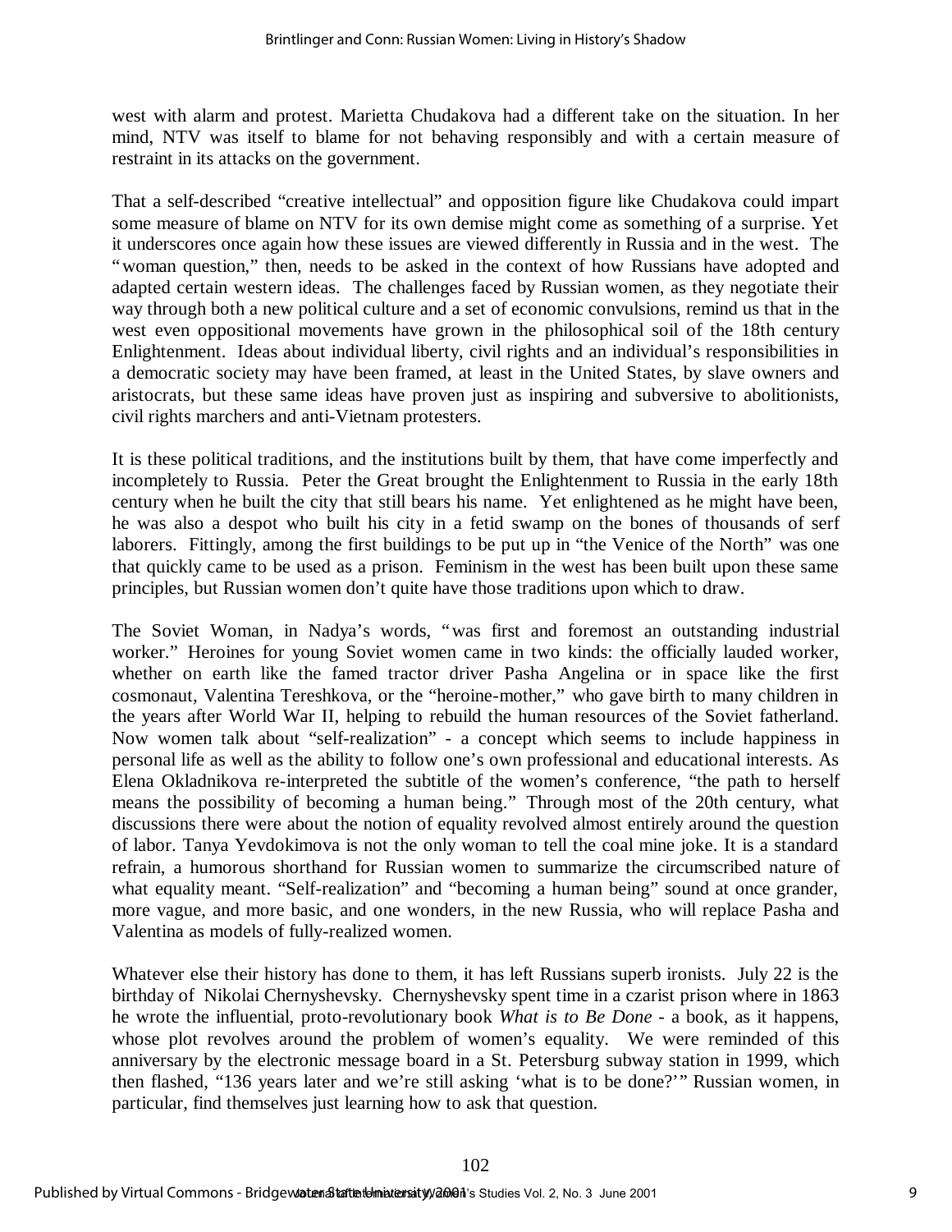west with alarm and protest. Marietta Chudakova had a different take on the situation. In her mind, NTV was itself to blame for not behaving responsibly and with a certain measure of restraint in its attacks on the government.

That a self-described "creative intellectual" and opposition figure like Chudakova could impart some measure of blame on NTV for its own demise might come as something of a surprise. Yet it underscores once again how these issues are viewed differently in Russia and in the west. The "woman question," then, needs to be asked in the context of how Russians have adopted and adapted certain western ideas. The challenges faced by Russian women, as they negotiate their way through both a new political culture and a set of economic convulsions, remind us that in the west even oppositional movements have grown in the philosophical soil of the 18th century Enlightenment. Ideas about individual liberty, civil rights and an individual's responsibilities in a democratic society may have been framed, at least in the United States, by slave owners and aristocrats, but these same ideas have proven just as inspiring and subversive to abolitionists, civil rights marchers and anti-Vietnam protesters.

It is these political traditions, and the institutions built by them, that have come imperfectly and incompletely to Russia. Peter the Great brought the Enlightenment to Russia in the early 18th century when he built the city that still bears his name. Yet enlightened as he might have been, he was also a despot who built his city in a fetid swamp on the bones of thousands of serf laborers. Fittingly, among the first buildings to be put up in "the Venice of the North" was one that quickly came to be used as a prison. Feminism in the west has been built upon these same principles, but Russian women don't quite have those traditions upon which to draw.

The Soviet Woman, in Nadya's words, "was first and foremost an outstanding industrial worker." Heroines for young Soviet women came in two kinds: the officially lauded worker, whether on earth like the famed tractor driver Pasha Angelina or in space like the first cosmonaut, Valentina Tereshkova, or the "heroine-mother," who gave birth to many children in the years after World War II, helping to rebuild the human resources of the Soviet fatherland. Now women talk about "self-realization" - a concept which seems to include happiness in personal life as well as the ability to follow one's own professional and educational interests. As Elena Okladnikova re-interpreted the subtitle of the women's conference, "the path to herself means the possibility of becoming a human being." Through most of the 20th century, what discussions there were about the notion of equality revolved almost entirely around the question of labor. Tanya Yevdokimova is not the only woman to tell the coal mine joke. It is a standard refrain, a humorous shorthand for Russian women to summarize the circumscribed nature of what equality meant. "Self-realization" and "becoming a human being" sound at once grander, more vague, and more basic, and one wonders, in the new Russia, who will replace Pasha and Valentina as models of fully-realized women.

Whatever else their history has done to them, it has left Russians superb ironists. July 22 is the birthday of Nikolai Chernyshevsky. Chernyshevsky spent time in a czarist prison where in 1863 he wrote the influential, proto-revolutionary book *What is to Be Done* - a book, as it happens, whose plot revolves around the problem of women's equality. We were reminded of this anniversary by the electronic message board in a St. Petersburg subway station in 1999, which then flashed, "136 years later and we're still asking 'what is to be done?'" Russian women, in particular, find themselves just learning how to ask that question.